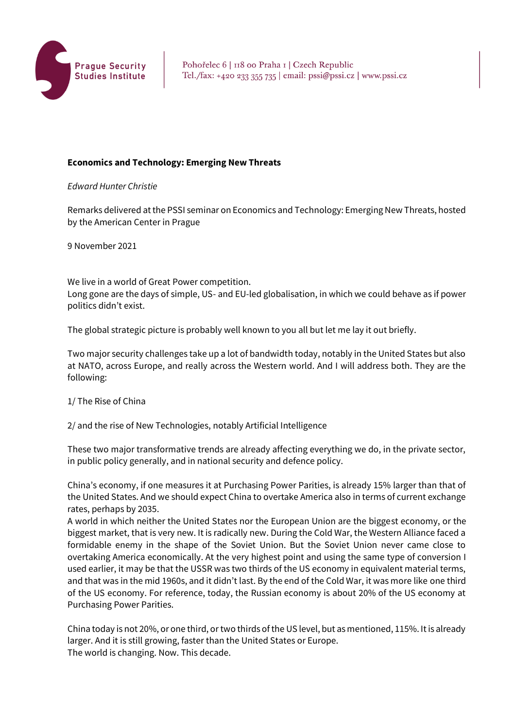Prague Security Studies Institute

Pohořelec 6 | 118 00 Praha 1 | Czech Republic
Tel./fax: +420 233 355 735 | email: pssi@pssi.cz | www.pssi.cz

**Economics and Technology: Emerging New Threats**

*Edward Hunter Christie*

Remarks delivered at the PSSI seminar on Economics and Technology: Emerging New Threats, hosted by the American Center in Prague

9 November 2021

We live in a world of Great Power competition.
Long gone are the days of simple, US- and EU-led globalisation, in which we could behave as if power politics didn't exist.

The global strategic picture is probably well known to you all but let me lay it out briefly.

Two major security challenges take up a lot of bandwidth today, notably in the United States but also at NATO, across Europe, and really across the Western world. And I will address both. They are the following:

1/ The Rise of China

2/ and the rise of New Technologies, notably Artificial Intelligence

These two major transformative trends are already affecting everything we do, in the private sector, in public policy generally, and in national security and defence policy.

China's economy, if one measures it at Purchasing Power Parities, is already 15% larger than that of the United States. And we should expect China to overtake America also in terms of current exchange rates, perhaps by 2035.
A world in which neither the United States nor the European Union are the biggest economy, or the biggest market, that is very new. It is radically new. During the Cold War, the Western Alliance faced a formidable enemy in the shape of the Soviet Union. But the Soviet Union never came close to overtaking America economically. At the very highest point and using the same type of conversion I used earlier, it may be that the USSR was two thirds of the US economy in equivalent material terms, and that was in the mid 1960s, and it didn't last. By the end of the Cold War, it was more like one third of the US economy. For reference, today, the Russian economy is about 20% of the US economy at Purchasing Power Parities.

China today is not 20%, or one third, or two thirds of the US level, but as mentioned, 115%. It is already larger. And it is still growing, faster than the United States or Europe.
The world is changing. Now. This decade.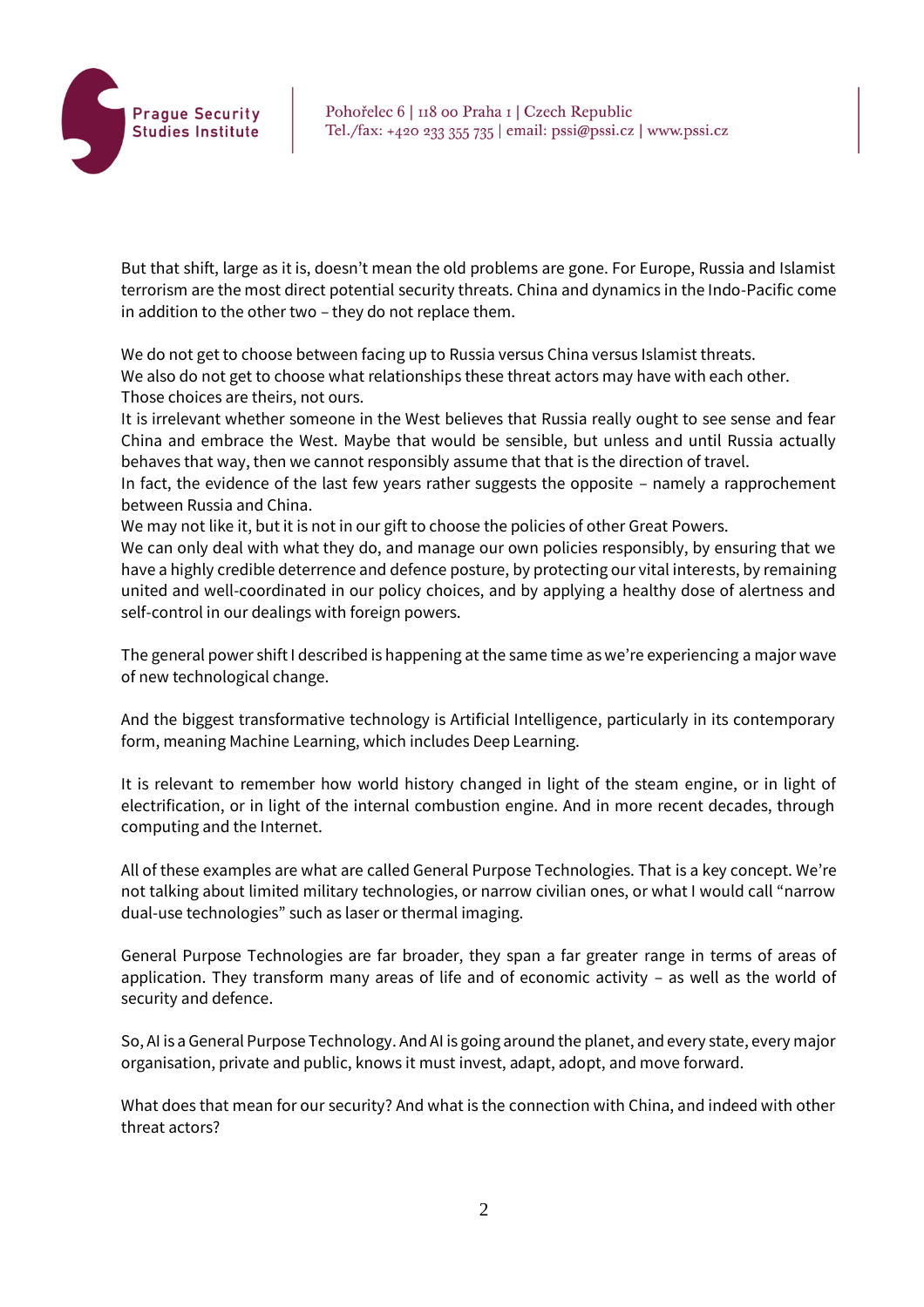But that shift, large as it is, doesn't mean the old problems are gone. For Europe, Russia and Islamist terrorism are the most direct potential security threats. China and dynamics in the Indo-Pacific come in addition to the other two – they do not replace them.

We do not get to choose between facing up to Russia versus China versus Islamist threats.
We also do not get to choose what relationships these threat actors may have with each other.
Those choices are theirs, not ours.
It is irrelevant whether someone in the West believes that Russia really ought to see sense and fear China and embrace the West. Maybe that would be sensible, but unless and until Russia actually behaves that way, then we cannot responsibly assume that that is the direction of travel.
In fact, the evidence of the last few years rather suggests the opposite – namely a rapprochement between Russia and China.
We may not like it, but it is not in our gift to choose the policies of other Great Powers.
We can only deal with what they do, and manage our own policies responsibly, by ensuring that we have a highly credible deterrence and defence posture, by protecting our vital interests, by remaining united and well-coordinated in our policy choices, and by applying a healthy dose of alertness and self-control in our dealings with foreign powers.

The general power shift I described is happening at the same time as we're experiencing a major wave of new technological change.

And the biggest transformative technology is Artificial Intelligence, particularly in its contemporary form, meaning Machine Learning, which includes Deep Learning.

It is relevant to remember how world history changed in light of the steam engine, or in light of electrification, or in light of the internal combustion engine. And in more recent decades, through computing and the Internet.

All of these examples are what are called General Purpose Technologies. That is a key concept. We're not talking about limited military technologies, or narrow civilian ones, or what I would call "narrow dual-use technologies" such as laser or thermal imaging.

General Purpose Technologies are far broader, they span a far greater range in terms of areas of application. They transform many areas of life and of economic activity – as well as the world of security and defence.

So, AI is a General Purpose Technology. And AI is going around the planet, and every state, every major organisation, private and public, knows it must invest, adapt, adopt, and move forward.

What does that mean for our security? And what is the connection with China, and indeed with other threat actors?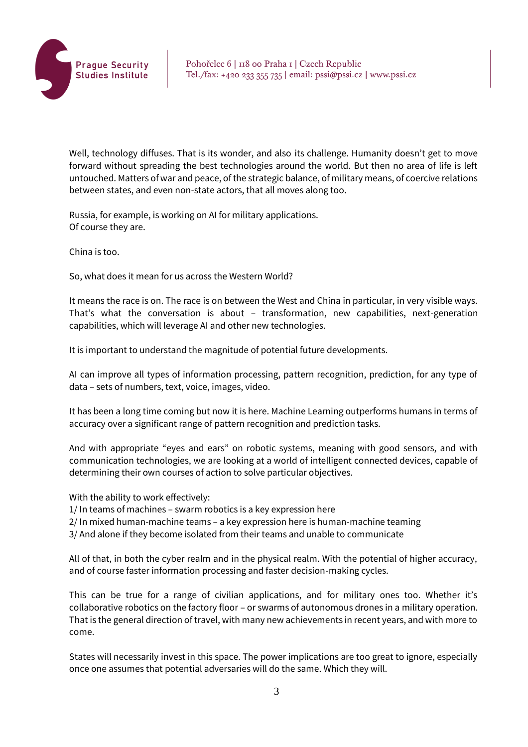Well, technology diffuses. That is its wonder, and also its challenge. Humanity doesn't get to move forward without spreading the best technologies around the world. But then no area of life is left untouched. Matters of war and peace, of the strategic balance, of military means, of coercive relations between states, and even non-state actors, that all moves along too.

Russia, for example, is working on AI for military applications.
Of course they are.

China is too.

So, what does it mean for us across the Western World?

It means the race is on. The race is on between the West and China in particular, in very visible ways. That's what the conversation is about – transformation, new capabilities, next-generation capabilities, which will leverage AI and other new technologies.

It is important to understand the magnitude of potential future developments.

AI can improve all types of information processing, pattern recognition, prediction, for any type of data – sets of numbers, text, voice, images, video.

It has been a long time coming but now it is here. Machine Learning outperforms humans in terms of accuracy over a significant range of pattern recognition and prediction tasks.

And with appropriate "eyes and ears" on robotic systems, meaning with good sensors, and with communication technologies, we are looking at a world of intelligent connected devices, capable of determining their own courses of action to solve particular objectives.

With the ability to work effectively:
1/ In teams of machines – swarm robotics is a key expression here
2/ In mixed human-machine teams – a key expression here is human-machine teaming
3/ And alone if they become isolated from their teams and unable to communicate

All of that, in both the cyber realm and in the physical realm. With the potential of higher accuracy, and of course faster information processing and faster decision-making cycles.

This can be true for a range of civilian applications, and for military ones too. Whether it's collaborative robotics on the factory floor – or swarms of autonomous drones in a military operation. That is the general direction of travel, with many new achievements in recent years, and with more to come.

States will necessarily invest in this space. The power implications are too great to ignore, especially once one assumes that potential adversaries will do the same. Which they will.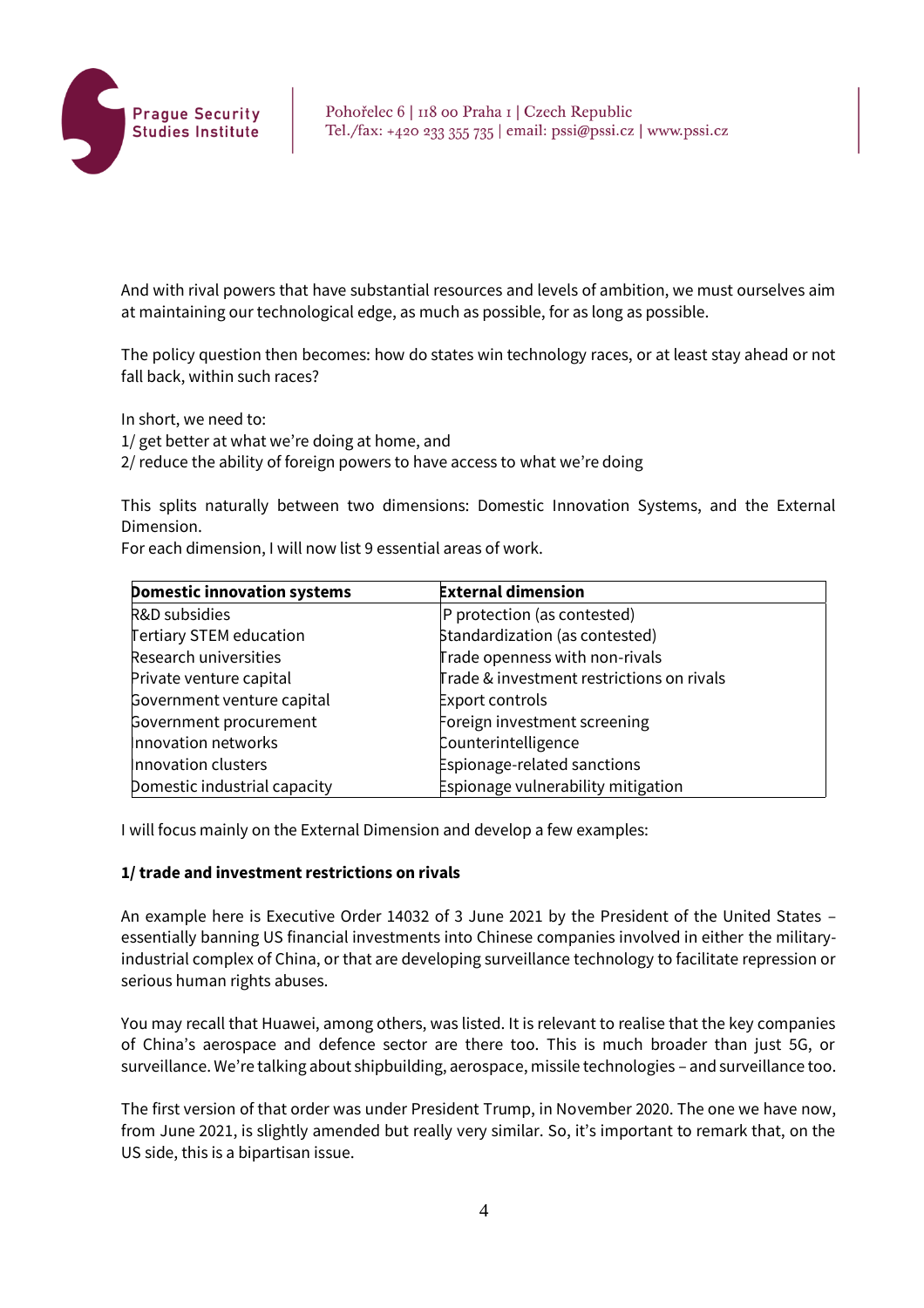And with rival powers that have substantial resources and levels of ambition, we must ourselves aim at maintaining our technological edge, as much as possible, for as long as possible.

The policy question then becomes: how do states win technology races, or at least stay ahead or not fall back, within such races?

In short, we need to:
1/ get better at what we're doing at home, and
2/ reduce the ability of foreign powers to have access to what we're doing

This splits naturally between two dimensions: Domestic Innovation Systems, and the External Dimension.
For each dimension, I will now list 9 essential areas of work.

| **Domestic innovation systems** | **External dimension** |
|---|---|
| R&D subsidies | IP protection (as contested) |
| Tertiary STEM education | Standardization (as contested) |
| Research universities | Trade openness with non-rivals |
| Private venture capital | Trade & investment restrictions on rivals |
| Government venture capital | Export controls |
| Government procurement | Foreign investment screening |
| Innovation networks | Counterintelligence |
| Innovation clusters | Espionage-related sanctions |
| Domestic industrial capacity | Espionage vulnerability mitigation |

I will focus mainly on the External Dimension and develop a few examples:

**1/ trade and investment restrictions on rivals**

An example here is Executive Order 14032 of 3 June 2021 by the President of the United States – essentially banning US financial investments into Chinese companies involved in either the military-industrial complex of China, or that are developing surveillance technology to facilitate repression or serious human rights abuses.

You may recall that Huawei, among others, was listed. It is relevant to realise that the key companies of China's aerospace and defence sector are there too. This is much broader than just 5G, or surveillance. We're talking about shipbuilding, aerospace, missile technologies – and surveillance too.

The first version of that order was under President Trump, in November 2020. The one we have now, from June 2021, is slightly amended but really very similar. So, it's important to remark that, on the US side, this is a bipartisan issue.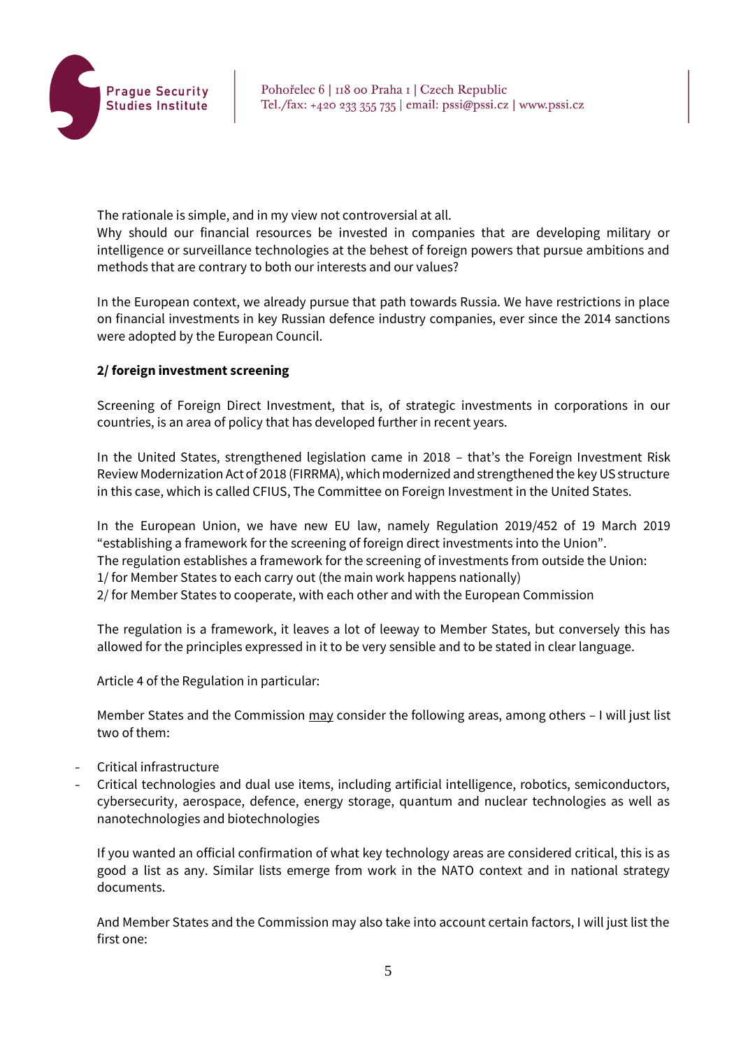The rationale is simple, and in my view not controversial at all.
Why should our financial resources be invested in companies that are developing military or intelligence or surveillance technologies at the behest of foreign powers that pursue ambitions and methods that are contrary to both our interests and our values?

In the European context, we already pursue that path towards Russia. We have restrictions in place on financial investments in key Russian defence industry companies, ever since the 2014 sanctions were adopted by the European Council.

**2/ foreign investment screening**

Screening of Foreign Direct Investment, that is, of strategic investments in corporations in our countries, is an area of policy that has developed further in recent years.

In the United States, strengthened legislation came in 2018 – that's the Foreign Investment Risk Review Modernization Act of 2018 (FIRRMA), which modernized and strengthened the key US structure in this case, which is called CFIUS, The Committee on Foreign Investment in the United States.

In the European Union, we have new EU law, namely Regulation 2019/452 of 19 March 2019 "establishing a framework for the screening of foreign direct investments into the Union".
The regulation establishes a framework for the screening of investments from outside the Union:
1/ for Member States to each carry out (the main work happens nationally)
2/ for Member States to cooperate, with each other and with the European Commission

The regulation is a framework, it leaves a lot of leeway to Member States, but conversely this has allowed for the principles expressed in it to be very sensible and to be stated in clear language.

Article 4 of the Regulation in particular:

Member States and the Commission <u>may</u> consider the following areas, among others – I will just list two of them:

- Critical infrastructure
- Critical technologies and dual use items, including artificial intelligence, robotics, semiconductors, cybersecurity, aerospace, defence, energy storage, quantum and nuclear technologies as well as nanotechnologies and biotechnologies

If you wanted an official confirmation of what key technology areas are considered critical, this is as good a list as any. Similar lists emerge from work in the NATO context and in national strategy documents.

And Member States and the Commission may also take into account certain factors, I will just list the first one: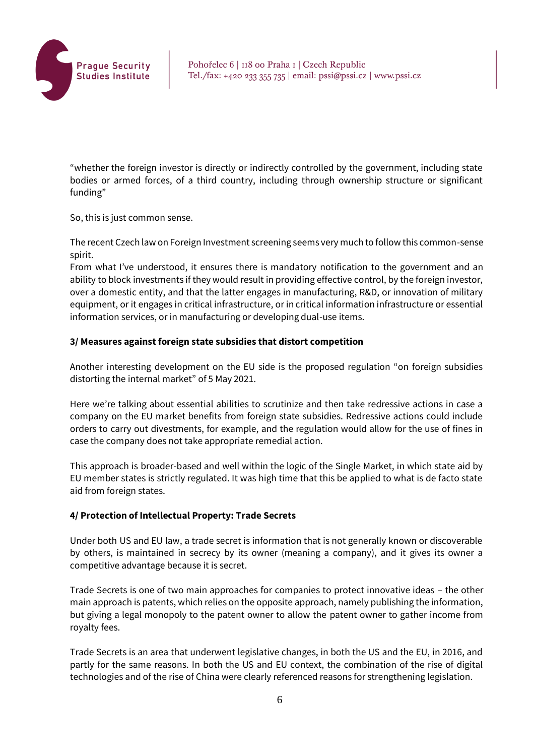"whether the foreign investor is directly or indirectly controlled by the government, including state bodies or armed forces, of a third country, including through ownership structure or significant funding"

So, this is just common sense.

The recent Czech law on Foreign Investment screening seems very much to follow this common-sense spirit.
From what I've understood, it ensures there is mandatory notification to the government and an ability to block investments if they would result in providing effective control, by the foreign investor, over a domestic entity, and that the latter engages in manufacturing, R&D, or innovation of military equipment, or it engages in critical infrastructure, or in critical information infrastructure or essential information services, or in manufacturing or developing dual-use items.

**3/ Measures against foreign state subsidies that distort competition**

Another interesting development on the EU side is the proposed regulation "on foreign subsidies distorting the internal market" of 5 May 2021.

Here we're talking about essential abilities to scrutinize and then take redressive actions in case a company on the EU market benefits from foreign state subsidies. Redressive actions could include orders to carry out divestments, for example, and the regulation would allow for the use of fines in case the company does not take appropriate remedial action.

This approach is broader-based and well within the logic of the Single Market, in which state aid by EU member states is strictly regulated. It was high time that this be applied to what is de facto state aid from foreign states.

**4/ Protection of Intellectual Property: Trade Secrets**

Under both US and EU law, a trade secret is information that is not generally known or discoverable by others, is maintained in secrecy by its owner (meaning a company), and it gives its owner a competitive advantage because it is secret.

Trade Secrets is one of two main approaches for companies to protect innovative ideas – the other main approach is patents, which relies on the opposite approach, namely publishing the information, but giving a legal monopoly to the patent owner to allow the patent owner to gather income from royalty fees.

Trade Secrets is an area that underwent legislative changes, in both the US and the EU, in 2016, and partly for the same reasons. In both the US and EU context, the combination of the rise of digital technologies and of the rise of China were clearly referenced reasons for strengthening legislation.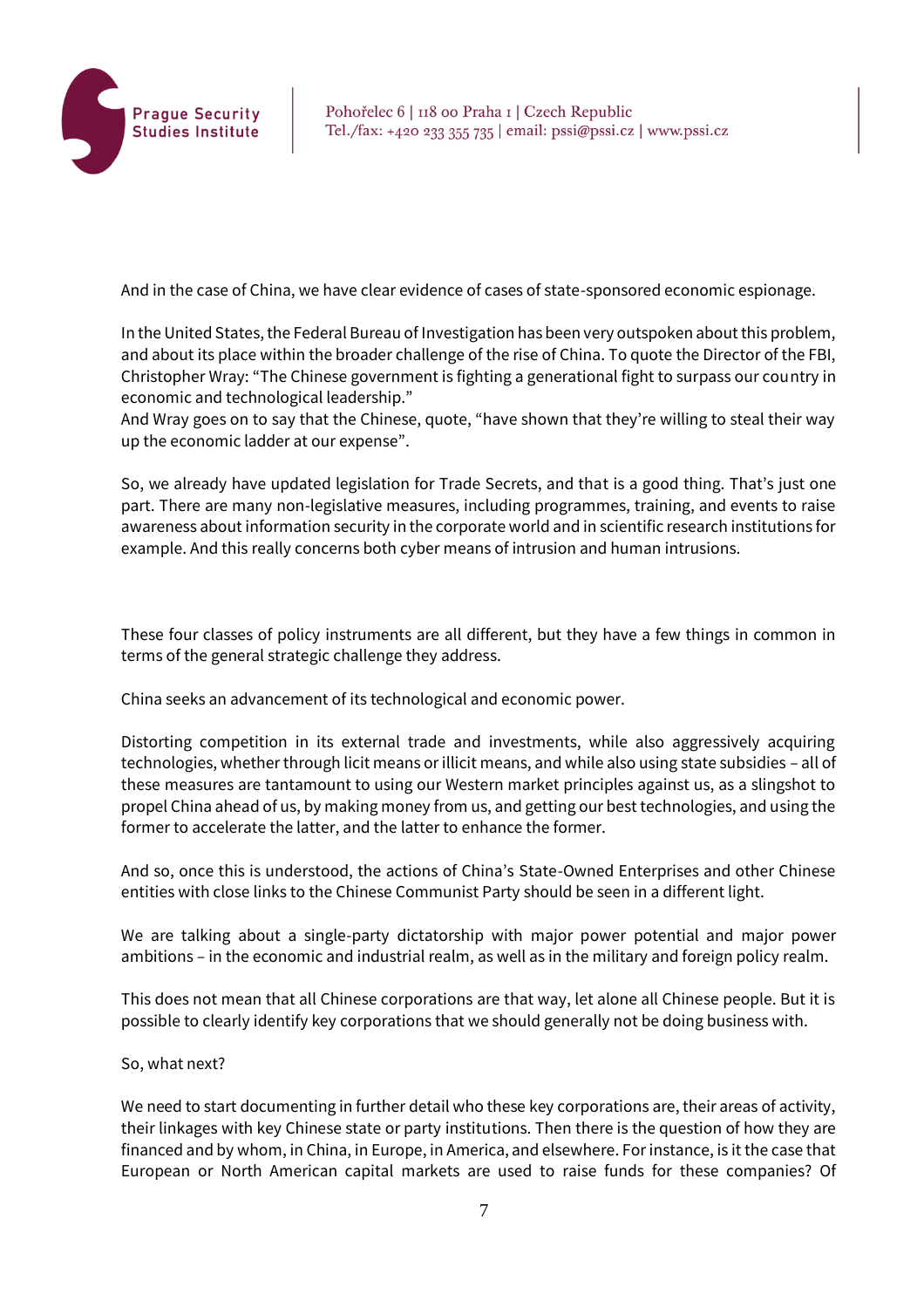And in the case of China, we have clear evidence of cases of state-sponsored economic espionage.

In the United States, the Federal Bureau of Investigation has been very outspoken about this problem, and about its place within the broader challenge of the rise of China. To quote the Director of the FBI, Christopher Wray: "The Chinese government is fighting a generational fight to surpass our country in economic and technological leadership."
And Wray goes on to say that the Chinese, quote, "have shown that they're willing to steal their way up the economic ladder at our expense".

So, we already have updated legislation for Trade Secrets, and that is a good thing. That's just one part. There are many non-legislative measures, including programmes, training, and events to raise awareness about information security in the corporate world and in scientific research institutions for example. And this really concerns both cyber means of intrusion and human intrusions.

These four classes of policy instruments are all different, but they have a few things in common in terms of the general strategic challenge they address.

China seeks an advancement of its technological and economic power.

Distorting competition in its external trade and investments, while also aggressively acquiring technologies, whether through licit means or illicit means, and while also using state subsidies – all of these measures are tantamount to using our Western market principles against us, as a slingshot to propel China ahead of us, by making money from us, and getting our best technologies, and using the former to accelerate the latter, and the latter to enhance the former.

And so, once this is understood, the actions of China's State-Owned Enterprises and other Chinese entities with close links to the Chinese Communist Party should be seen in a different light.

We are talking about a single-party dictatorship with major power potential and major power ambitions – in the economic and industrial realm, as well as in the military and foreign policy realm.

This does not mean that all Chinese corporations are that way, let alone all Chinese people. But it is possible to clearly identify key corporations that we should generally not be doing business with.

So, what next?

We need to start documenting in further detail who these key corporations are, their areas of activity, their linkages with key Chinese state or party institutions. Then there is the question of how they are financed and by whom, in China, in Europe, in America, and elsewhere. For instance, is it the case that European or North American capital markets are used to raise funds for these companies? Of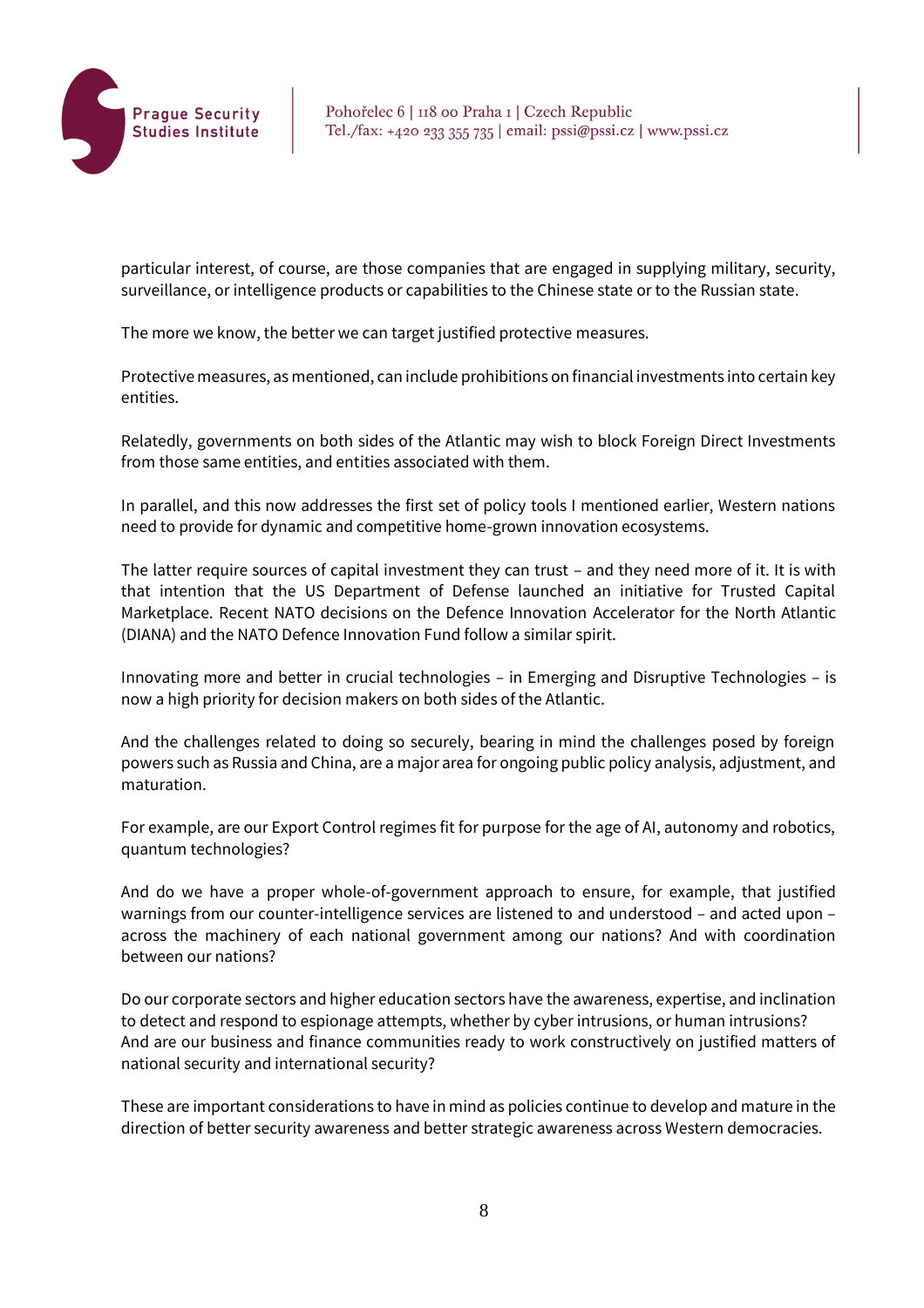particular interest, of course, are those companies that are engaged in supplying military, security, surveillance, or intelligence products or capabilities to the Chinese state or to the Russian state.

The more we know, the better we can target justified protective measures.

Protective measures, as mentioned, can include prohibitions on financial investments into certain key entities.

Relatedly, governments on both sides of the Atlantic may wish to block Foreign Direct Investments from those same entities, and entities associated with them.

In parallel, and this now addresses the first set of policy tools I mentioned earlier, Western nations need to provide for dynamic and competitive home-grown innovation ecosystems.

The latter require sources of capital investment they can trust – and they need more of it. It is with that intention that the US Department of Defense launched an initiative for Trusted Capital Marketplace. Recent NATO decisions on the Defence Innovation Accelerator for the North Atlantic (DIANA) and the NATO Defence Innovation Fund follow a similar spirit.

Innovating more and better in crucial technologies – in Emerging and Disruptive Technologies – is now a high priority for decision makers on both sides of the Atlantic.

And the challenges related to doing so securely, bearing in mind the challenges posed by foreign powers such as Russia and China, are a major area for ongoing public policy analysis, adjustment, and maturation.

For example, are our Export Control regimes fit for purpose for the age of AI, autonomy and robotics, quantum technologies?

And do we have a proper whole-of-government approach to ensure, for example, that justified warnings from our counter-intelligence services are listened to and understood – and acted upon – across the machinery of each national government among our nations? And with coordination between our nations?

Do our corporate sectors and higher education sectors have the awareness, expertise, and inclination to detect and respond to espionage attempts, whether by cyber intrusions, or human intrusions? And are our business and finance communities ready to work constructively on justified matters of national security and international security?

These are important considerations to have in mind as policies continue to develop and mature in the direction of better security awareness and better strategic awareness across Western democracies.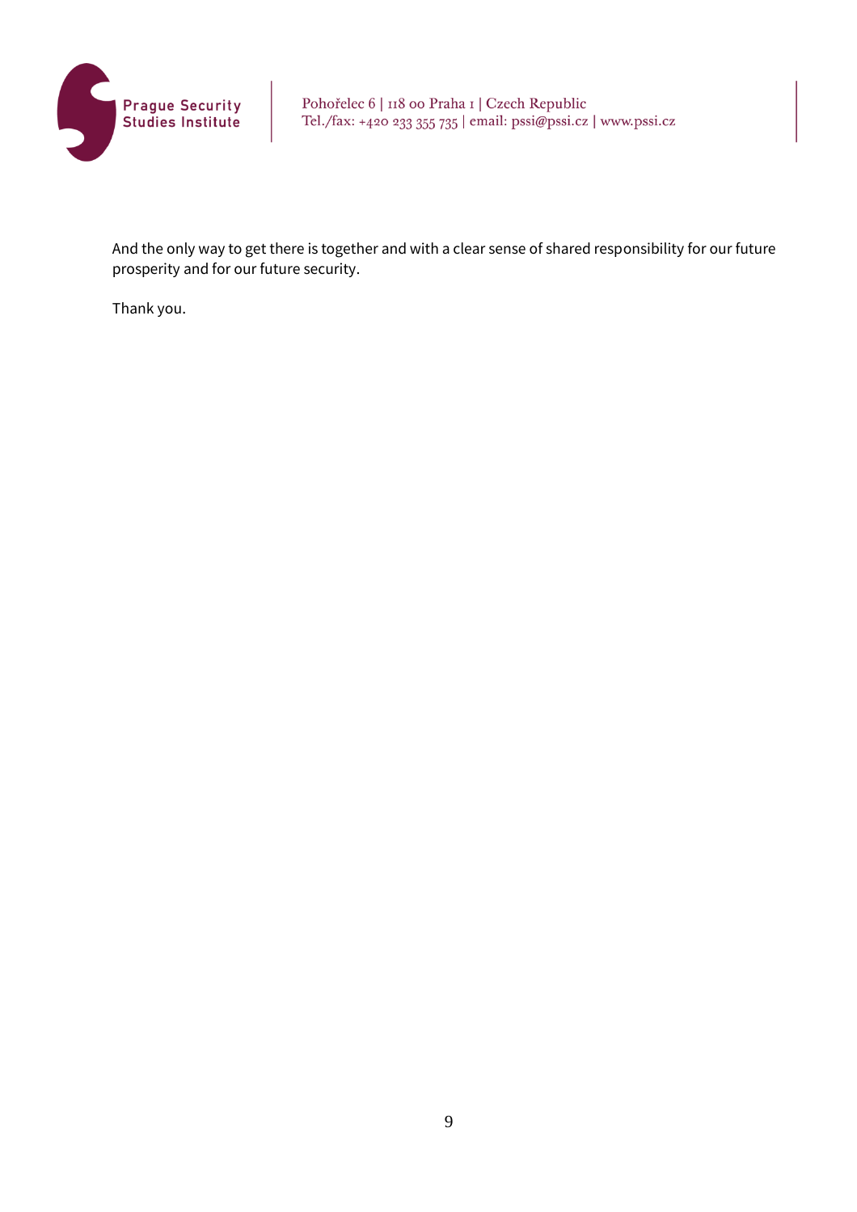And the only way to get there is together and with a clear sense of shared responsibility for our future prosperity and for our future security.

Thank you.